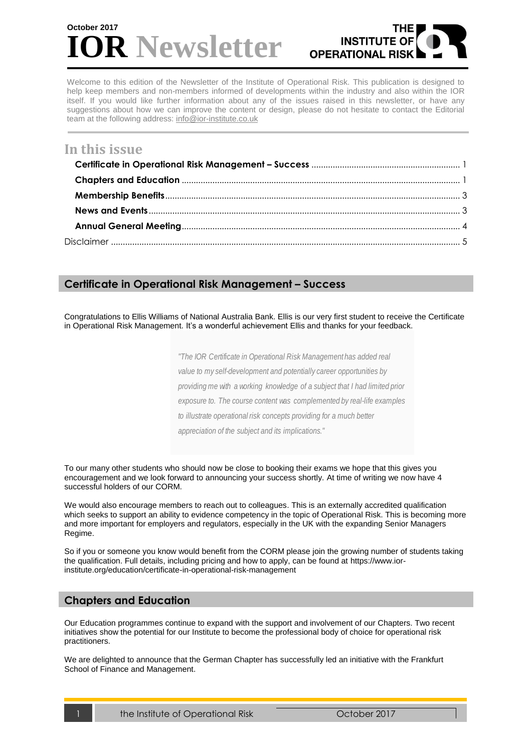October 2017

# IOR Newsletter

THE INSTITUTE OF OPERATIONAL RISK

Welcome to this edition of the Newsletter of the Institute of Operational Risk. This publication is designed to help keep members and non-members informed of developments within the industry and also within the IOR itself. If you would like further information about any of the issues raised in this newsletter, or have any suggestions about how we can improve the content or design, please do not hesitate to contact the Editorial team at the following address: info@ior-institute.co.uk

## In this issue

- **Certificate in Operational Risk Management – Success** .... 1
- **Chapters and Education** .... 1
- **Membership Benefits** .... 3
- **News and Events** .... 3
- **Annual General Meeting** .... 4
- Disclaimer .... 5

## Certificate in Operational Risk Management – Success

Congratulations to Ellis Williams of National Australia Bank. Ellis is our very first student to receive the Certificate in Operational Risk Management. It's a wonderful achievement Ellis and thanks for your feedback.

> *"The IOR Certificate in Operational Risk Management has added real value to my self-development and potentially career opportunities by providing me with a working knowledge of a subject that I had limited prior exposure to. The course content was complemented by real-life examples to illustrate operational risk concepts providing for a much better appreciation of the subject and its implications."*

To our many other students who should now be close to booking their exams we hope that this gives you encouragement and we look forward to announcing your success shortly. At time of writing we now have 4 successful holders of our CORM.

We would also encourage members to reach out to colleagues. This is an externally accredited qualification which seeks to support an ability to evidence competency in the topic of Operational Risk. This is becoming more and more important for employers and regulators, especially in the UK with the expanding Senior Managers Regime.

So if you or someone you know would benefit from the CORM please join the growing number of students taking the qualification. Full details, including pricing and how to apply, can be found at https://www.ior-institute.org/education/certificate-in-operational-risk-management

## Chapters and Education

Our Education programmes continue to expand with the support and involvement of our Chapters. Two recent initiatives show the potential for our Institute to become the professional body of choice for operational risk practitioners.

We are delighted to announce that the German Chapter has successfully led an initiative with the Frankfurt School of Finance and Management.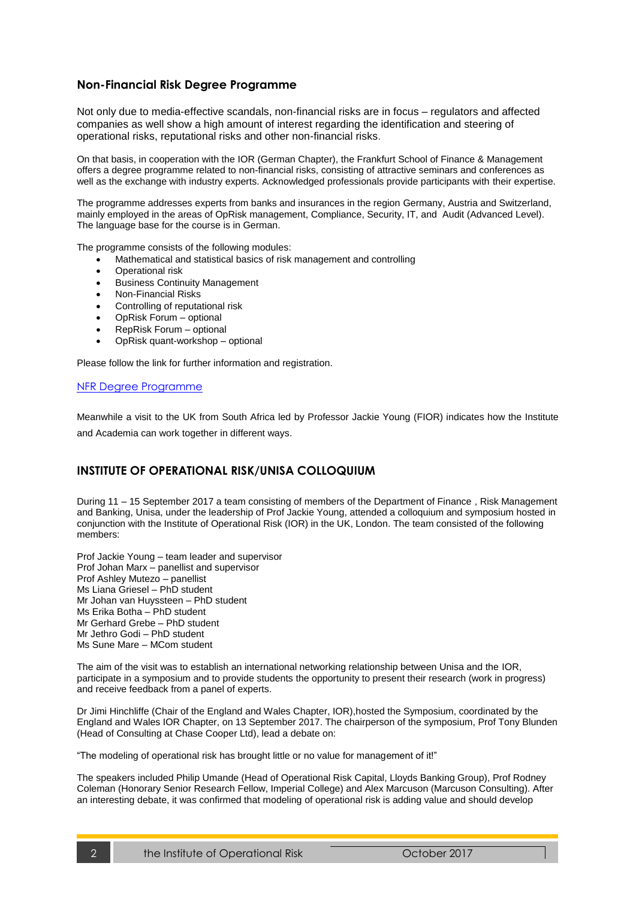## Non-Financial Risk Degree Programme

Not only due to media-effective scandals, non-financial risks are in focus – regulators and affected companies as well show a high amount of interest regarding the identification and steering of operational risks, reputational risks and other non-financial risks.

On that basis, in cooperation with the IOR (German Chapter), the Frankfurt School of Finance & Management offers a degree programme related to non-financial risks, consisting of attractive seminars and conferences as well as the exchange with industry experts. Acknowledged professionals provide participants with their expertise.

The programme addresses experts from banks and insurances in the region Germany, Austria and Switzerland, mainly employed in the areas of OpRisk management, Compliance, Security, IT, and Audit (Advanced Level). The language base for the course is in German.

The programme consists of the following modules:

- Mathematical and statistical basics of risk management and controlling
- Operational risk
- Business Continuity Management
- Non-Financial Risks
- Controlling of reputational risk
- OpRisk Forum – optional
- RepRisk Forum – optional
- OpRisk quant-workshop – optional

Please follow the link for further information and registration.

NFR Degree Programme

Meanwhile a visit to the UK from South Africa led by Professor Jackie Young (FIOR) indicates how the Institute and Academia can work together in different ways.

## INSTITUTE OF OPERATIONAL RISK/UNISA COLLOQUIUM

During 11 – 15 September 2017 a team consisting of members of the Department of Finance , Risk Management and Banking, Unisa, under the leadership of Prof Jackie Young, attended a colloquium and symposium hosted in conjunction with the Institute of Operational Risk (IOR) in the UK, London. The team consisted of the following members:

Prof Jackie Young – team leader and supervisor
Prof Johan Marx – panellist and supervisor
Prof Ashley Mutezo – panellist
Ms Liana Griesel – PhD student
Mr Johan van Huyssteen – PhD student
Ms Erika Botha – PhD student
Mr Gerhard Grebe – PhD student
Mr Jethro Godi – PhD student
Ms Sune Mare – MCom student

The aim of the visit was to establish an international networking relationship between Unisa and the IOR, participate in a symposium and to provide students the opportunity to present their research (work in progress) and receive feedback from a panel of experts.

Dr Jimi Hinchliffe (Chair of the England and Wales Chapter, IOR),hosted the Symposium, coordinated by the England and Wales IOR Chapter, on 13 September 2017. The chairperson of the symposium, Prof Tony Blunden (Head of Consulting at Chase Cooper Ltd), lead a debate on:

"The modeling of operational risk has brought little or no value for management of it!"

The speakers included Philip Umande (Head of Operational Risk Capital, Lloyds Banking Group), Prof Rodney Coleman (Honorary Senior Research Fellow, Imperial College) and Alex Marcuson (Marcuson Consulting). After an interesting debate, it was confirmed that modeling of operational risk is adding value and should develop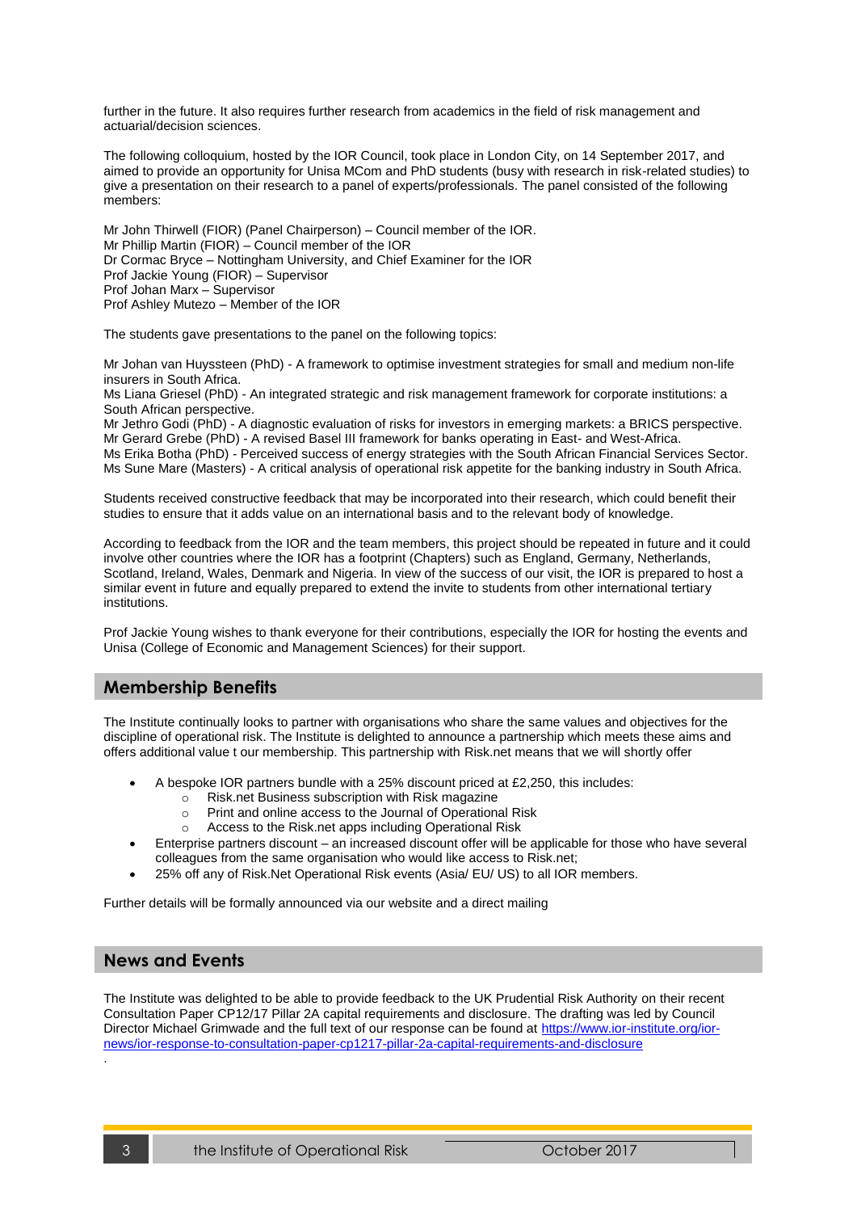further in the future. It also requires further research from academics in the field of risk management and actuarial/decision sciences.

The following colloquium, hosted by the IOR Council, took place in London City, on 14 September 2017, and aimed to provide an opportunity for Unisa MCom and PhD students (busy with research in risk-related studies) to give a presentation on their research to a panel of experts/professionals. The panel consisted of the following members:

Mr John Thirwell (FIOR) (Panel Chairperson) – Council member of the IOR.
Mr Phillip Martin (FIOR) – Council member of the IOR
Dr Cormac Bryce – Nottingham University, and Chief Examiner for the IOR
Prof Jackie Young (FIOR) – Supervisor
Prof Johan Marx – Supervisor
Prof Ashley Mutezo – Member of the IOR

The students gave presentations to the panel on the following topics:

Mr Johan van Huyssteen (PhD) - A framework to optimise investment strategies for small and medium non-life insurers in South Africa.
Ms Liana Griesel (PhD) - An integrated strategic and risk management framework for corporate institutions: a South African perspective.
Mr Jethro Godi (PhD) - A diagnostic evaluation of risks for investors in emerging markets: a BRICS perspective.
Mr Gerard Grebe (PhD) - A revised Basel III framework for banks operating in East- and West-Africa.
Ms Erika Botha (PhD) - Perceived success of energy strategies with the South African Financial Services Sector.
Ms Sune Mare (Masters) - A critical analysis of operational risk appetite for the banking industry in South Africa.

Students received constructive feedback that may be incorporated into their research, which could benefit their studies to ensure that it adds value on an international basis and to the relevant body of knowledge.

According to feedback from the IOR and the team members, this project should be repeated in future and it could involve other countries where the IOR has a footprint (Chapters) such as England, Germany, Netherlands, Scotland, Ireland, Wales, Denmark and Nigeria. In view of the success of our visit, the IOR is prepared to host a similar event in future and equally prepared to extend the invite to students from other international tertiary institutions.

Prof Jackie Young wishes to thank everyone for their contributions, especially the IOR for hosting the events and Unisa (College of Economic and Management Sciences) for their support.

## Membership Benefits

The Institute continually looks to partner with organisations who share the same values and objectives for the discipline of operational risk. The Institute is delighted to announce a partnership which meets these aims and offers additional value t our membership. This partnership with Risk.net means that we will shortly offer

- A bespoke IOR partners bundle with a 25% discount priced at £2,250, this includes:
  - Risk.net Business subscription with Risk magazine
  - Print and online access to the Journal of Operational Risk
  - Access to the Risk.net apps including Operational Risk
- Enterprise partners discount – an increased discount offer will be applicable for those who have several colleagues from the same organisation who would like access to Risk.net;
- 25% off any of Risk.Net Operational Risk events (Asia/ EU/ US) to all IOR members.

Further details will be formally announced via our website and a direct mailing

## News and Events

The Institute was delighted to be able to provide feedback to the UK Prudential Risk Authority on their recent Consultation Paper CP12/17 Pillar 2A capital requirements and disclosure. The drafting was led by Council Director Michael Grimwade and the full text of our response can be found at https://www.ior-institute.org/ior-news/ior-response-to-consultation-paper-cp1217-pillar-2a-capital-requirements-and-disclosure

.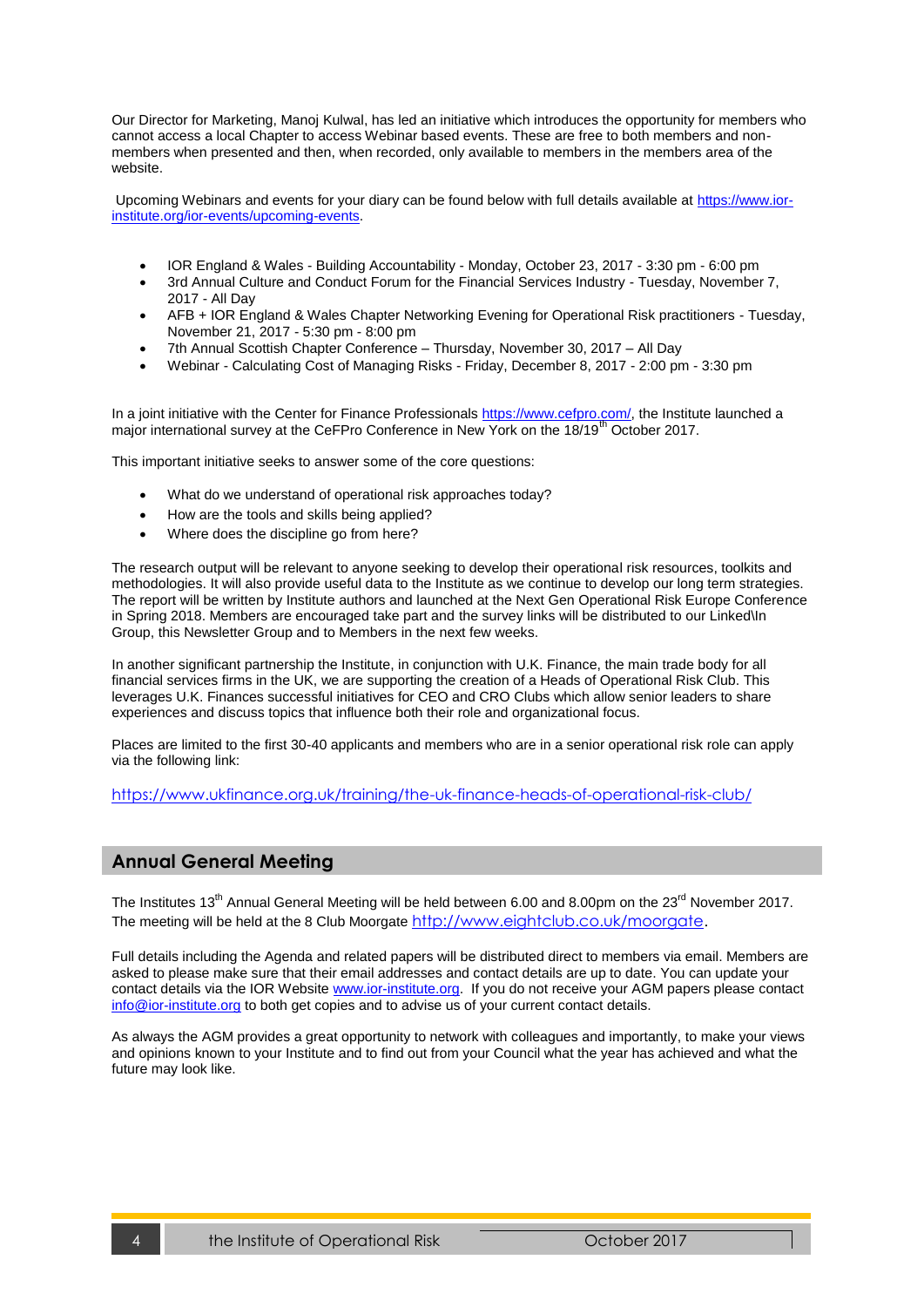Our Director for Marketing, Manoj Kulwal, has led an initiative which introduces the opportunity for members who cannot access a local Chapter to access Webinar based events. These are free to both members and non-members when presented and then, when recorded, only available to members in the members area of the website.

Upcoming Webinars and events for your diary can be found below with full details available at https://www.ior-institute.org/ior-events/upcoming-events.

- IOR England & Wales - Building Accountability - Monday, October 23, 2017 - 3:30 pm - 6:00 pm
- 3rd Annual Culture and Conduct Forum for the Financial Services Industry - Tuesday, November 7, 2017 - All Day
- AFB + IOR England & Wales Chapter Networking Evening for Operational Risk practitioners - Tuesday, November 21, 2017 - 5:30 pm - 8:00 pm
- 7th Annual Scottish Chapter Conference – Thursday, November 30, 2017 – All Day
- Webinar - Calculating Cost of Managing Risks - Friday, December 8, 2017 - 2:00 pm - 3:30 pm

In a joint initiative with the Center for Finance Professionals https://www.cefpro.com/, the Institute launched a major international survey at the CeFPro Conference in New York on the 18/19th October 2017.

This important initiative seeks to answer some of the core questions:

- What do we understand of operational risk approaches today?
- How are the tools and skills being applied?
- Where does the discipline go from here?

The research output will be relevant to anyone seeking to develop their operational risk resources, toolkits and methodologies. It will also provide useful data to the Institute as we continue to develop our long term strategies. The report will be written by Institute authors and launched at the Next Gen Operational Risk Europe Conference in Spring 2018. Members are encouraged take part and the survey links will be distributed to our Linked\In Group, this Newsletter Group and to Members in the next few weeks.

In another significant partnership the Institute, in conjunction with U.K. Finance, the main trade body for all financial services firms in the UK, we are supporting the creation of a Heads of Operational Risk Club. This leverages U.K. Finances successful initiatives for CEO and CRO Clubs which allow senior leaders to share experiences and discuss topics that influence both their role and organizational focus.

Places are limited to the first 30-40 applicants and members who are in a senior operational risk role can apply via the following link:

https://www.ukfinance.org.uk/training/the-uk-finance-heads-of-operational-risk-club/

## Annual General Meeting

The Institutes 13th Annual General Meeting will be held between 6.00 and 8.00pm on the 23rd November 2017. The meeting will be held at the 8 Club Moorgate http://www.eightclub.co.uk/moorgate.

Full details including the Agenda and related papers will be distributed direct to members via email. Members are asked to please make sure that their email addresses and contact details are up to date. You can update your contact details via the IOR Website www.ior-institute.org. If you do not receive your AGM papers please contact info@ior-institute.org to both get copies and to advise us of your current contact details.

As always the AGM provides a great opportunity to network with colleagues and importantly, to make your views and opinions known to your Institute and to find out from your Council what the year has achieved and what the future may look like.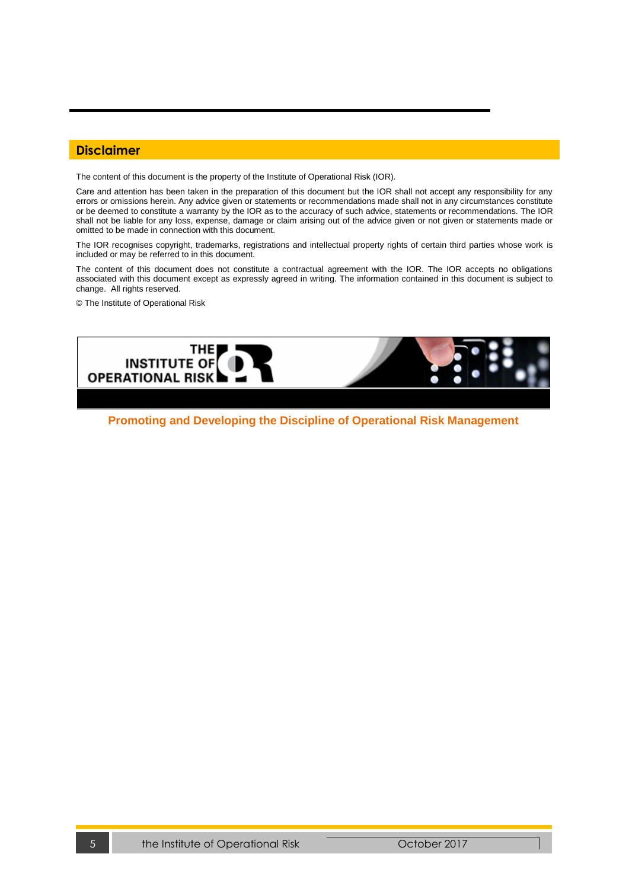## Disclaimer

The content of this document is the property of the Institute of Operational Risk (IOR).

Care and attention has been taken in the preparation of this document but the IOR shall not accept any responsibility for any errors or omissions herein. Any advice given or statements or recommendations made shall not in any circumstances constitute or be deemed to constitute a warranty by the IOR as to the accuracy of such advice, statements or recommendations. The IOR shall not be liable for any loss, expense, damage or claim arising out of the advice given or not given or statements made or omitted to be made in connection with this document.

The IOR recognises copyright, trademarks, registrations and intellectual property rights of certain third parties whose work is included or may be referred to in this document.

The content of this document does not constitute a contractual agreement with the IOR. The IOR accepts no obligations associated with this document except as expressly agreed in writing. The information contained in this document is subject to change. All rights reserved.

© The Institute of Operational Risk

THE INSTITUTE OF OPERATIONAL RISK

**Promoting and Developing the Discipline of Operational Risk Management**